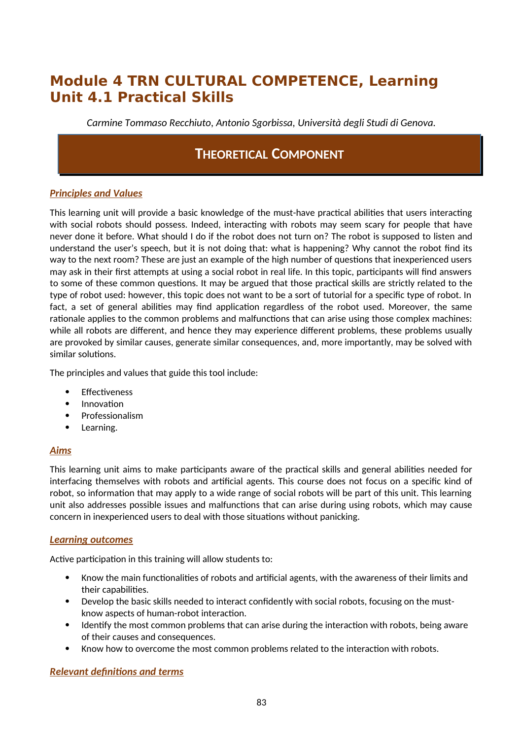# Module 4 TRN CULTURAL COMPETENCE, Learning Unit 4.1 Practical Skills

*Carmine Tommaso Recchiuto, Antonio Sgorbissa, Università degli Studi di Genova.*

## THEORETICAL COMPONENT

### ***Principles and Values***

This learning unit will provide a basic knowledge of the must-have practical abilities that users interacting with social robots should possess. Indeed, interacting with robots may seem scary for people that have never done it before. What should I do if the robot does not turn on? The robot is supposed to listen and understand the user's speech, but it is not doing that: what is happening? Why cannot the robot find its way to the next room? These are just an example of the high number of questions that inexperienced users may ask in their first attempts at using a social robot in real life. In this topic, participants will find answers to some of these common questions. It may be argued that those practical skills are strictly related to the type of robot used: however, this topic does not want to be a sort of tutorial for a specific type of robot. In fact, a set of general abilities may find application regardless of the robot used. Moreover, the same rationale applies to the common problems and malfunctions that can arise using those complex machines: while all robots are different, and hence they may experience different problems, these problems usually are provoked by similar causes, generate similar consequences, and, more importantly, may be solved with similar solutions.

The principles and values that guide this tool include:

- Effectiveness
- Innovation
- Professionalism
- Learning.

### ***Aims***

This learning unit aims to make participants aware of the practical skills and general abilities needed for interfacing themselves with robots and artificial agents. This course does not focus on a specific kind of robot, so information that may apply to a wide range of social robots will be part of this unit. This learning unit also addresses possible issues and malfunctions that can arise during using robots, which may cause concern in inexperienced users to deal with those situations without panicking.

### ***Learning outcomes***

Active participation in this training will allow students to:

- Know the main functionalities of robots and artificial agents, with the awareness of their limits and their capabilities.
- Develop the basic skills needed to interact confidently with social robots, focusing on the must-know aspects of human-robot interaction.
- Identify the most common problems that can arise during the interaction with robots, being aware of their causes and consequences.
- Know how to overcome the most common problems related to the interaction with robots.

### ***Relevant definitions and terms***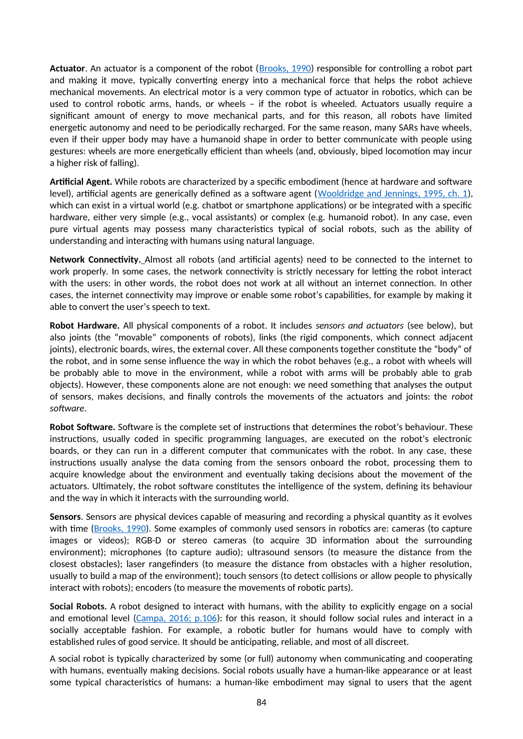**Actuator**. An actuator is a component of the robot (Brooks, 1990) responsible for controlling a robot part and making it move, typically converting energy into a mechanical force that helps the robot achieve mechanical movements. An electrical motor is a very common type of actuator in robotics, which can be used to control robotic arms, hands, or wheels – if the robot is wheeled. Actuators usually require a significant amount of energy to move mechanical parts, and for this reason, all robots have limited energetic autonomy and need to be periodically recharged. For the same reason, many SARs have wheels, even if their upper body may have a humanoid shape in order to better communicate with people using gestures: wheels are more energetically efficient than wheels (and, obviously, biped locomotion may incur a higher risk of falling).

**Artificial Agent.** While robots are characterized by a specific embodiment (hence at hardware and software level), artificial agents are generically defined as a software agent (Wooldridge and Jennings, 1995, ch. 1), which can exist in a virtual world (e.g. chatbot or smartphone applications) or be integrated with a specific hardware, either very simple (e.g., vocal assistants) or complex (e.g. humanoid robot). In any case, even pure virtual agents may possess many characteristics typical of social robots, such as the ability of understanding and interacting with humans using natural language.

**Network Connectivity.** Almost all robots (and artificial agents) need to be connected to the internet to work properly. In some cases, the network connectivity is strictly necessary for letting the robot interact with the users: in other words, the robot does not work at all without an internet connection. In other cases, the internet connectivity may improve or enable some robot's capabilities, for example by making it able to convert the user's speech to text.

**Robot Hardware.** All physical components of a robot. It includes *sensors and actuators* (see below), but also joints (the "movable" components of robots), links (the rigid components, which connect adjacent joints), electronic boards, wires, the external cover. All these components together constitute the "body" of the robot, and in some sense influence the way in which the robot behaves (e.g., a robot with wheels will be probably able to move in the environment, while a robot with arms will be probably able to grab objects). However, these components alone are not enough: we need something that analyses the output of sensors, makes decisions, and finally controls the movements of the actuators and joints: the *robot software*.

**Robot Software.** Software is the complete set of instructions that determines the robot's behaviour. These instructions, usually coded in specific programming languages, are executed on the robot's electronic boards, or they can run in a different computer that communicates with the robot. In any case, these instructions usually analyse the data coming from the sensors onboard the robot, processing them to acquire knowledge about the environment and eventually taking decisions about the movement of the actuators. Ultimately, the robot software constitutes the intelligence of the system, defining its behaviour and the way in which it interacts with the surrounding world.

**Sensors**. Sensors are physical devices capable of measuring and recording a physical quantity as it evolves with time (Brooks, 1990). Some examples of commonly used sensors in robotics are: cameras (to capture images or videos); RGB-D or stereo cameras (to acquire 3D information about the surrounding environment); microphones (to capture audio); ultrasound sensors (to measure the distance from the closest obstacles); laser rangefinders (to measure the distance from obstacles with a higher resolution, usually to build a map of the environment); touch sensors (to detect collisions or allow people to physically interact with robots); encoders (to measure the movements of robotic parts).

**Social Robots.** A robot designed to interact with humans, with the ability to explicitly engage on a social and emotional level (Campa, 2016; p.106): for this reason, it should follow social rules and interact in a socially acceptable fashion. For example, a robotic butler for humans would have to comply with established rules of good service. It should be anticipating, reliable, and most of all discreet.

A social robot is typically characterized by some (or full) autonomy when communicating and cooperating with humans, eventually making decisions. Social robots usually have a human-like appearance or at least some typical characteristics of humans: a human-like embodiment may signal to users that the agent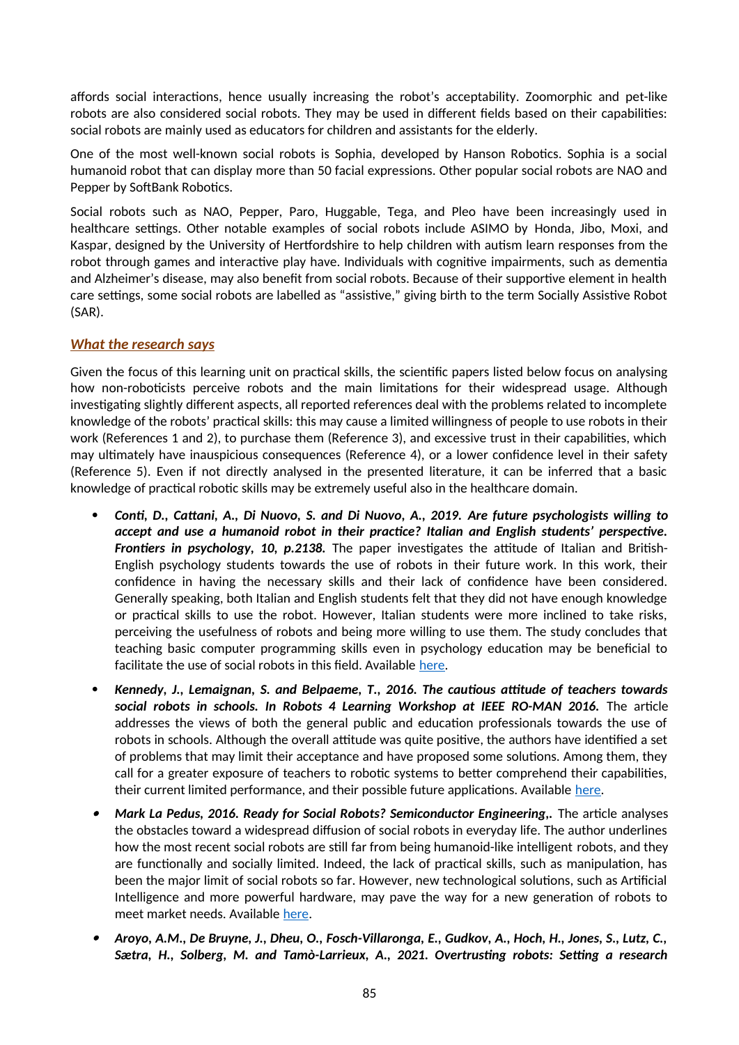affords social interactions, hence usually increasing the robot's acceptability. Zoomorphic and pet-like robots are also considered social robots. They may be used in different fields based on their capabilities: social robots are mainly used as educators for children and assistants for the elderly.

One of the most well-known social robots is Sophia, developed by Hanson Robotics. Sophia is a social humanoid robot that can display more than 50 facial expressions. Other popular social robots are NAO and Pepper by SoftBank Robotics.

Social robots such as NAO, Pepper, Paro, Huggable, Tega, and Pleo have been increasingly used in healthcare settings. Other notable examples of social robots include ASIMO by Honda, Jibo, Moxi, and Kaspar, designed by the University of Hertfordshire to help children with autism learn responses from the robot through games and interactive play have. Individuals with cognitive impairments, such as dementia and Alzheimer's disease, may also benefit from social robots. Because of their supportive element in health care settings, some social robots are labelled as "assistive," giving birth to the term Socially Assistive Robot (SAR).

### *What the research says*

Given the focus of this learning unit on practical skills, the scientific papers listed below focus on analysing how non-roboticists perceive robots and the main limitations for their widespread usage. Although investigating slightly different aspects, all reported references deal with the problems related to incomplete knowledge of the robots' practical skills: this may cause a limited willingness of people to use robots in their work (References 1 and 2), to purchase them (Reference 3), and excessive trust in their capabilities, which may ultimately have inauspicious consequences (Reference 4), or a lower confidence level in their safety (Reference 5). Even if not directly analysed in the presented literature, it can be inferred that a basic knowledge of practical robotic skills may be extremely useful also in the healthcare domain.

- ***Conti, D., Cattani, A., Di Nuovo, S. and Di Nuovo, A., 2019. Are future psychologists willing to accept and use a humanoid robot in their practice? Italian and English students' perspective. Frontiers in psychology, 10, p.2138.*** The paper investigates the attitude of Italian and British-English psychology students towards the use of robots in their future work. In this work, their confidence in having the necessary skills and their lack of confidence have been considered. Generally speaking, both Italian and English students felt that they did not have enough knowledge or practical skills to use the robot. However, Italian students were more inclined to take risks, perceiving the usefulness of robots and being more willing to use them. The study concludes that teaching basic computer programming skills even in psychology education may be beneficial to facilitate the use of social robots in this field. Available [here](#).
- ***Kennedy, J., Lemaignan, S. and Belpaeme, T., 2016. The cautious attitude of teachers towards social robots in schools. In Robots 4 Learning Workshop at IEEE RO-MAN 2016.*** The article addresses the views of both the general public and education professionals towards the use of robots in schools. Although the overall attitude was quite positive, the authors have identified a set of problems that may limit their acceptance and have proposed some solutions. Among them, they call for a greater exposure of teachers to robotic systems to better comprehend their capabilities, their current limited performance, and their possible future applications. Available [here](#).
- ***Mark La Pedus, 2016. Ready for Social Robots? Semiconductor Engineering,.*** The article analyses the obstacles toward a widespread diffusion of social robots in everyday life. The author underlines how the most recent social robots are still far from being humanoid-like intelligent robots, and they are functionally and socially limited. Indeed, the lack of practical skills, such as manipulation, has been the major limit of social robots so far. However, new technological solutions, such as Artificial Intelligence and more powerful hardware, may pave the way for a new generation of robots to meet market needs. Available [here](#).
- ***Aroyo, A.M., De Bruyne, J., Dheu, O., Fosch-Villaronga, E., Gudkov, A., Hoch, H., Jones, S., Lutz, C., Sætra, H., Solberg, M. and Tamò-Larrieux, A., 2021. Overtrusting robots: Setting a research***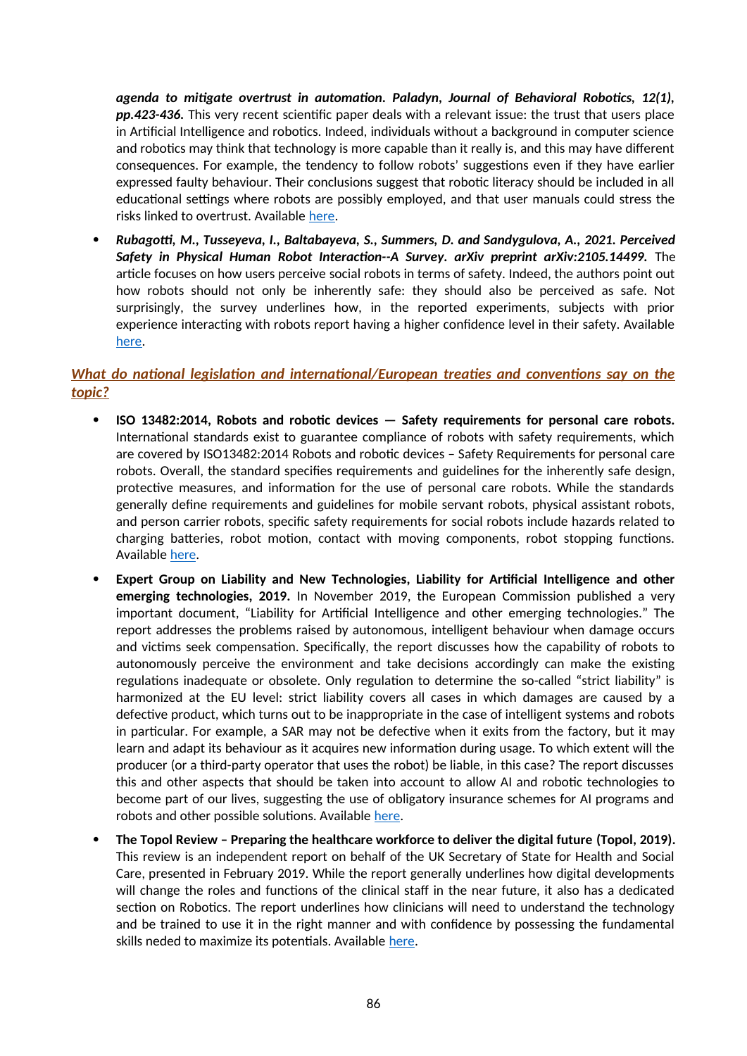***agenda to mitigate overtrust in automation. Paladyn, Journal of Behavioral Robotics, 12(1), pp.423-436.*** This very recent scientific paper deals with a relevant issue: the trust that users place in Artificial Intelligence and robotics. Indeed, individuals without a background in computer science and robotics may think that technology is more capable than it really is, and this may have different consequences. For example, the tendency to follow robots' suggestions even if they have earlier expressed faulty behaviour. Their conclusions suggest that robotic literacy should be included in all educational settings where robots are possibly employed, and that user manuals could stress the risks linked to overtrust. Available here.

- ***Rubagotti, M., Tusseyeva, I., Baltabayeva, S., Summers, D. and Sandygulova, A., 2021. Perceived Safety in Physical Human Robot Interaction--A Survey. arXiv preprint arXiv:2105.14499.*** The article focuses on how users perceive social robots in terms of safety. Indeed, the authors point out how robots should not only be inherently safe: they should also be perceived as safe. Not surprisingly, the survey underlines how, in the reported experiments, subjects with prior experience interacting with robots report having a higher confidence level in their safety. Available here.

## *What do national legislation and international/European treaties and conventions say on the topic?*

- **ISO 13482:2014, Robots and robotic devices — Safety requirements for personal care robots.** International standards exist to guarantee compliance of robots with safety requirements, which are covered by ISO13482:2014 Robots and robotic devices – Safety Requirements for personal care robots. Overall, the standard specifies requirements and guidelines for the inherently safe design, protective measures, and information for the use of personal care robots. While the standards generally define requirements and guidelines for mobile servant robots, physical assistant robots, and person carrier robots, specific safety requirements for social robots include hazards related to charging batteries, robot motion, contact with moving components, robot stopping functions. Available here.

- **Expert Group on Liability and New Technologies, Liability for Artificial Intelligence and other emerging technologies, 2019.** In November 2019, the European Commission published a very important document, "Liability for Artificial Intelligence and other emerging technologies." The report addresses the problems raised by autonomous, intelligent behaviour when damage occurs and victims seek compensation. Specifically, the report discusses how the capability of robots to autonomously perceive the environment and take decisions accordingly can make the existing regulations inadequate or obsolete. Only regulation to determine the so-called "strict liability" is harmonized at the EU level: strict liability covers all cases in which damages are caused by a defective product, which turns out to be inappropriate in the case of intelligent systems and robots in particular. For example, a SAR may not be defective when it exits from the factory, but it may learn and adapt its behaviour as it acquires new information during usage. To which extent will the producer (or a third-party operator that uses the robot) be liable, in this case? The report discusses this and other aspects that should be taken into account to allow AI and robotic technologies to become part of our lives, suggesting the use of obligatory insurance schemes for AI programs and robots and other possible solutions. Available here.

- **The Topol Review – Preparing the healthcare workforce to deliver the digital future (Topol, 2019).** This review is an independent report on behalf of the UK Secretary of State for Health and Social Care, presented in February 2019. While the report generally underlines how digital developments will change the roles and functions of the clinical staff in the near future, it also has a dedicated section on Robotics. The report underlines how clinicians will need to understand the technology and be trained to use it in the right manner and with confidence by possessing the fundamental skills neded to maximize its potentials. Available here.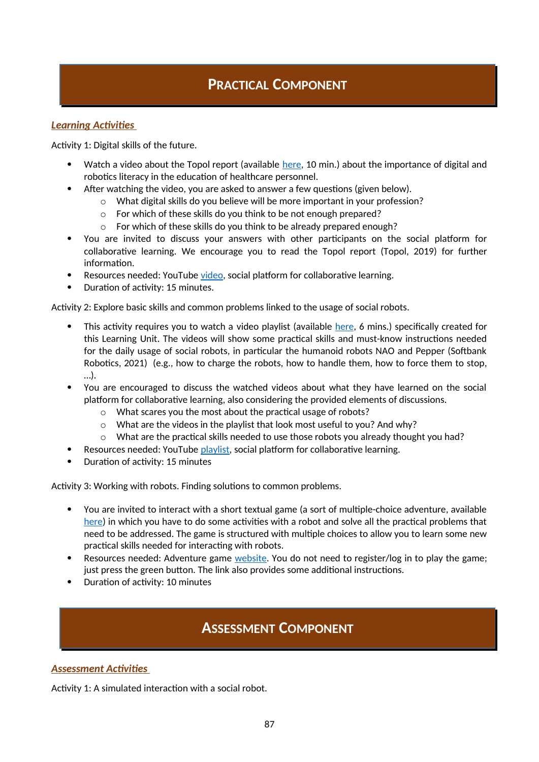# Practical Component

### *Learning Activities*

Activity 1: Digital skills of the future.

- Watch a video about the Topol report (available here, 10 min.) about the importance of digital and robotics literacy in the education of healthcare personnel.
- After watching the video, you are asked to answer a few questions (given below).
  - What digital skills do you believe will be more important in your profession?
  - For which of these skills do you think to be not enough prepared?
  - For which of these skills do you think to be already prepared enough?
- You are invited to discuss your answers with other participants on the social platform for collaborative learning. We encourage you to read the Topol report (Topol, 2019) for further information.
- Resources needed: YouTube video, social platform for collaborative learning.
- Duration of activity: 15 minutes.

Activity 2: Explore basic skills and common problems linked to the usage of social robots.

- This activity requires you to watch a video playlist (available here, 6 mins.) specifically created for this Learning Unit. The videos will show some practical skills and must-know instructions needed for the daily usage of social robots, in particular the humanoid robots NAO and Pepper (Softbank Robotics, 2021) (e.g., how to charge the robots, how to handle them, how to force them to stop, …).
- You are encouraged to discuss the watched videos about what they have learned on the social platform for collaborative learning, also considering the provided elements of discussions.
  - What scares you the most about the practical usage of robots?
  - What are the videos in the playlist that look most useful to you? And why?
  - What are the practical skills needed to use those robots you already thought you had?
- Resources needed: YouTube playlist, social platform for collaborative learning.
- Duration of activity: 15 minutes

Activity 3: Working with robots. Finding solutions to common problems.

- You are invited to interact with a short textual game (a sort of multiple-choice adventure, available here) in which you have to do some activities with a robot and solve all the practical problems that need to be addressed. The game is structured with multiple choices to allow you to learn some new practical skills needed for interacting with robots.
- Resources needed: Adventure game website. You do not need to register/log in to play the game; just press the green button. The link also provides some additional instructions.
- Duration of activity: 10 minutes

# Assessment Component

### *Assessment Activities*

Activity 1: A simulated interaction with a social robot.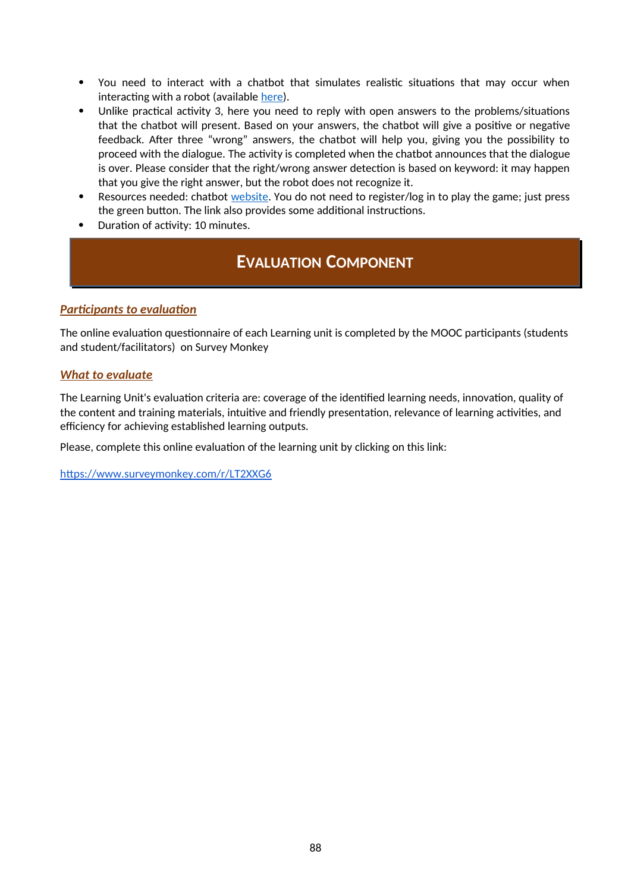- You need to interact with a chatbot that simulates realistic situations that may occur when interacting with a robot (available here).
- Unlike practical activity 3, here you need to reply with open answers to the problems/situations that the chatbot will present. Based on your answers, the chatbot will give a positive or negative feedback. After three "wrong" answers, the chatbot will help you, giving you the possibility to proceed with the dialogue. The activity is completed when the chatbot announces that the dialogue is over. Please consider that the right/wrong answer detection is based on keyword: it may happen that you give the right answer, but the robot does not recognize it.
- Resources needed: chatbot website. You do not need to register/log in to play the game; just press the green button. The link also provides some additional instructions.
- Duration of activity: 10 minutes.

## EVALUATION COMPONENT

### ***Participants to evaluation***

The online evaluation questionnaire of each Learning unit is completed by the MOOC participants (students and student/facilitators) on Survey Monkey

### ***What to evaluate***

The Learning Unit's evaluation criteria are: coverage of the identified learning needs, innovation, quality of the content and training materials, intuitive and friendly presentation, relevance of learning activities, and efficiency for achieving established learning outputs.

Please, complete this online evaluation of the learning unit by clicking on this link:

https://www.surveymonkey.com/r/LT2XXG6